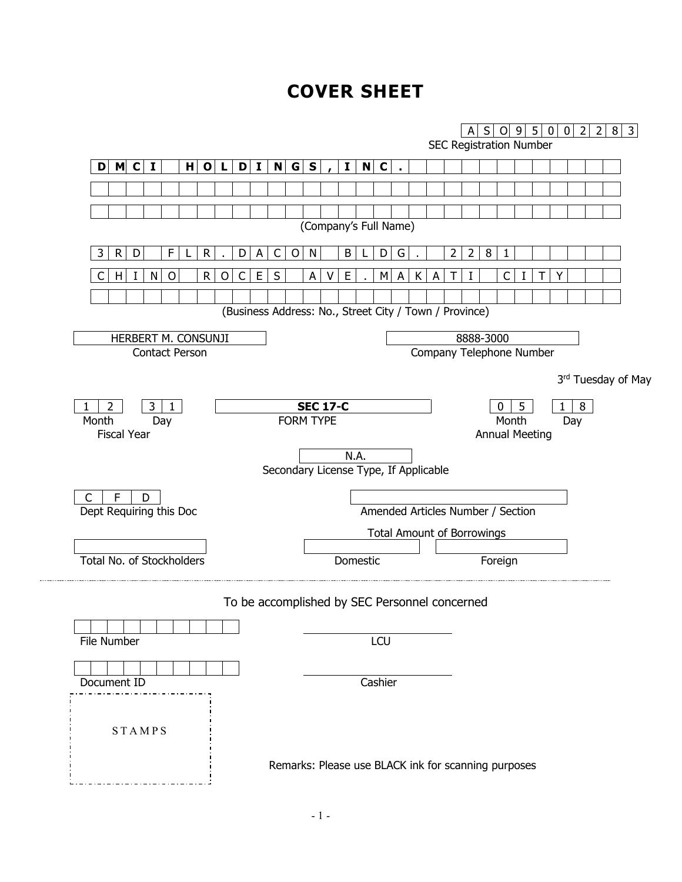# COVER SHEET

A S O 9 5 0 0 2 2 8 3

SEC Registration Number

**DMCI HOLDINGS, INC.**

(Company's Full Name)

3RD FLR. DACON BLDG. 2281 CHINO ROCES AVE. MAKATI CITY

(Business Address: No., Street City / Town / Province)

| HERBERT M. CONSUNJI | 8888-3000 |
|---|---|
| Contact Person | Company Telephone Number |

3rd Tuesday of May

| 12 | 31 | **SEC 17-C** | 05 | 18 |
|---|---|---|---|---|
| Month | Day | FORM TYPE | Month | Day |
| Fiscal Year | | | Annual Meeting | |

N.A.

Secondary License Type, If Applicable

CFD

Dept Requiring this Doc

Amended Articles Number / Section

Total Amount of Borrowings

| Total No. of Stockholders | Domestic | Foreign |
|---|---|---|
| | | |

---

To be accomplished by SEC Personnel concerned

File Number

LCU

Document ID

Cashier

STAMPS

Remarks: Please use BLACK ink for scanning purposes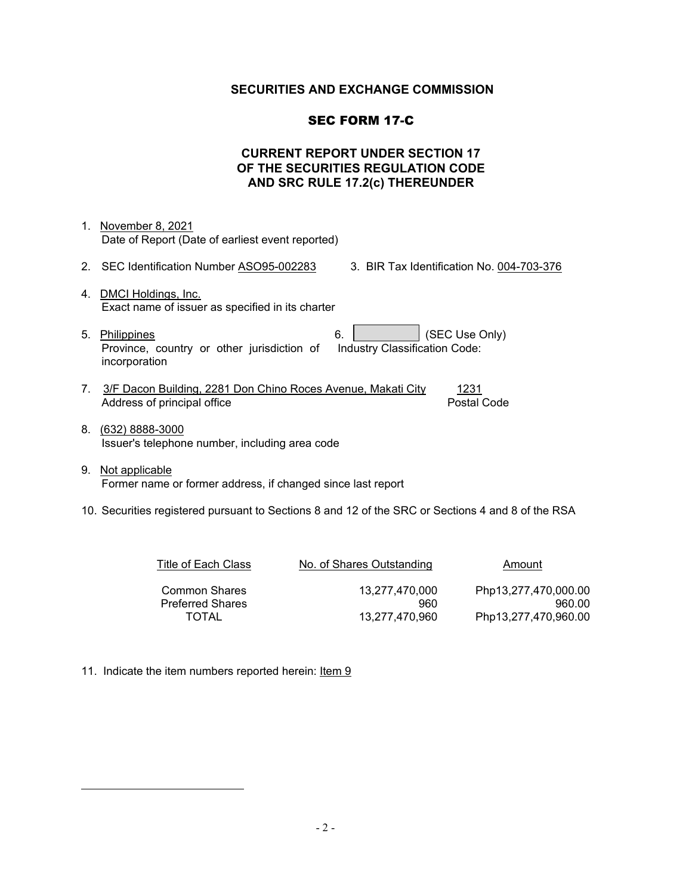**SECURITIES AND EXCHANGE COMMISSION**

**SEC FORM 17-C**

**CURRENT REPORT UNDER SECTION 17 OF THE SECURITIES REGULATION CODE AND SRC RULE 17.2(c) THEREUNDER**

1. November 8, 2021
   Date of Report (Date of earliest event reported)

2. SEC Identification Number ASO95-002283
3. BIR Tax Identification No. 004-703-376

4. DMCI Holdings, Inc.
   Exact name of issuer as specified in its charter

5. Philippines
   Province, country or other jurisdiction of incorporation
6. (SEC Use Only)
   Industry Classification Code:

7. 3/F Dacon Building, 2281 Don Chino Roces Avenue, Makati City — 1231
   Address of principal office — Postal Code

8. (632) 8888-3000
   Issuer's telephone number, including area code

9. Not applicable
   Former name or former address, if changed since last report

10. Securities registered pursuant to Sections 8 and 12 of the SRC or Sections 4 and 8 of the RSA

| Title of Each Class | No. of Shares Outstanding | Amount |
|---|---|---|
| Common Shares | 13,277,470,000 | Php13,277,470,000.00 |
| Preferred Shares | 960 | 960.00 |
| TOTAL | 13,277,470,960 | Php13,277,470,960.00 |

11. Indicate the item numbers reported herein: Item 9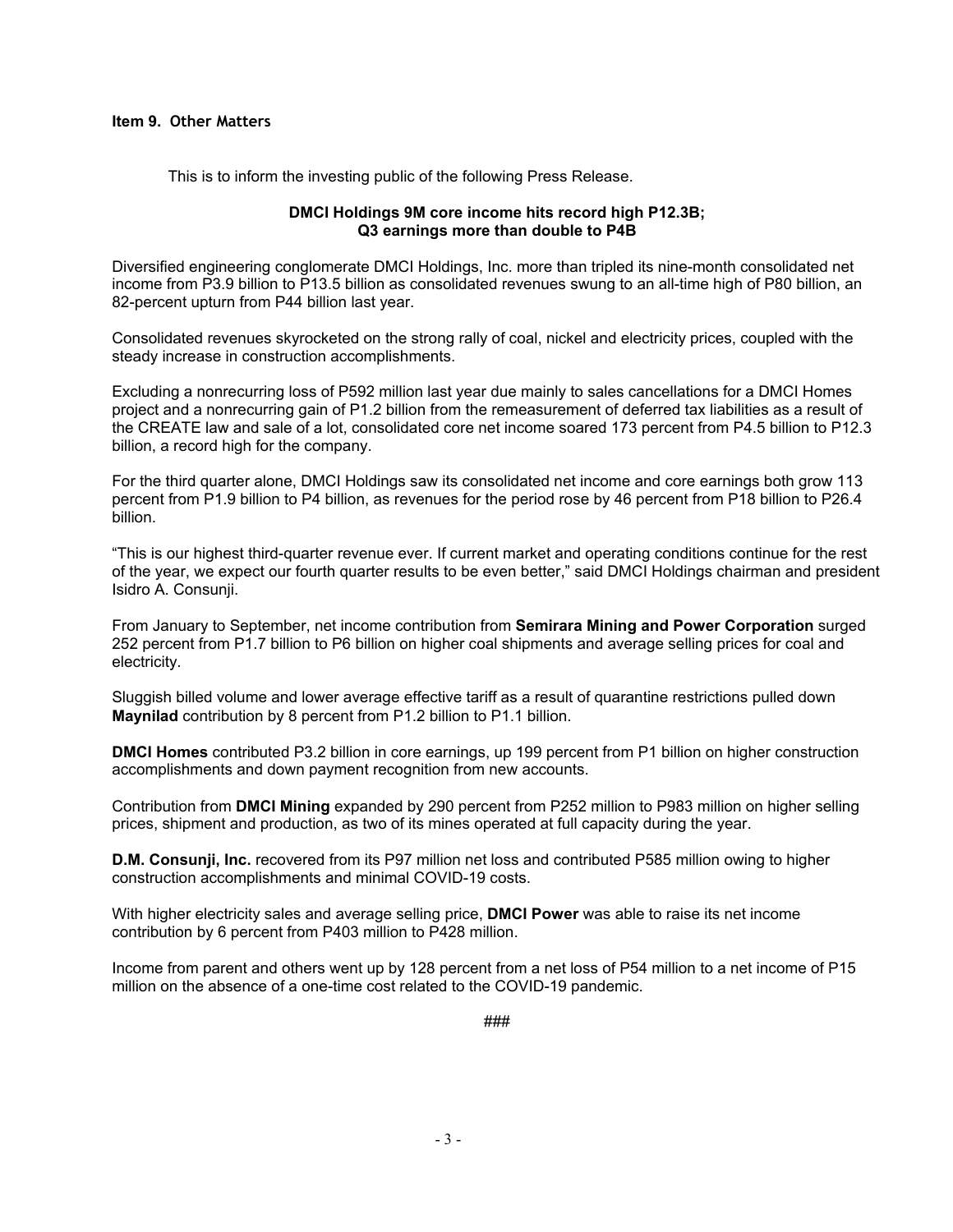**Item 9. Other Matters**

This is to inform the investing public of the following Press Release.

**DMCI Holdings 9M core income hits record high P12.3B;**
**Q3 earnings more than double to P4B**

Diversified engineering conglomerate DMCI Holdings, Inc. more than tripled its nine-month consolidated net income from P3.9 billion to P13.5 billion as consolidated revenues swung to an all-time high of P80 billion, an 82-percent upturn from P44 billion last year.

Consolidated revenues skyrocketed on the strong rally of coal, nickel and electricity prices, coupled with the steady increase in construction accomplishments.

Excluding a nonrecurring loss of P592 million last year due mainly to sales cancellations for a DMCI Homes project and a nonrecurring gain of P1.2 billion from the remeasurement of deferred tax liabilities as a result of the CREATE law and sale of a lot, consolidated core net income soared 173 percent from P4.5 billion to P12.3 billion, a record high for the company.

For the third quarter alone, DMCI Holdings saw its consolidated net income and core earnings both grow 113 percent from P1.9 billion to P4 billion, as revenues for the period rose by 46 percent from P18 billion to P26.4 billion.

"This is our highest third-quarter revenue ever. If current market and operating conditions continue for the rest of the year, we expect our fourth quarter results to be even better," said DMCI Holdings chairman and president Isidro A. Consunji.

From January to September, net income contribution from **Semirara Mining and Power Corporation** surged 252 percent from P1.7 billion to P6 billion on higher coal shipments and average selling prices for coal and electricity.

Sluggish billed volume and lower average effective tariff as a result of quarantine restrictions pulled down **Maynilad** contribution by 8 percent from P1.2 billion to P1.1 billion.

**DMCI Homes** contributed P3.2 billion in core earnings, up 199 percent from P1 billion on higher construction accomplishments and down payment recognition from new accounts.

Contribution from **DMCI Mining** expanded by 290 percent from P252 million to P983 million on higher selling prices, shipment and production, as two of its mines operated at full capacity during the year.

**D.M. Consunji, Inc.** recovered from its P97 million net loss and contributed P585 million owing to higher construction accomplishments and minimal COVID-19 costs.

With higher electricity sales and average selling price, **DMCI Power** was able to raise its net income contribution by 6 percent from P403 million to P428 million.

Income from parent and others went up by 128 percent from a net loss of P54 million to a net income of P15 million on the absence of a one-time cost related to the COVID-19 pandemic.

###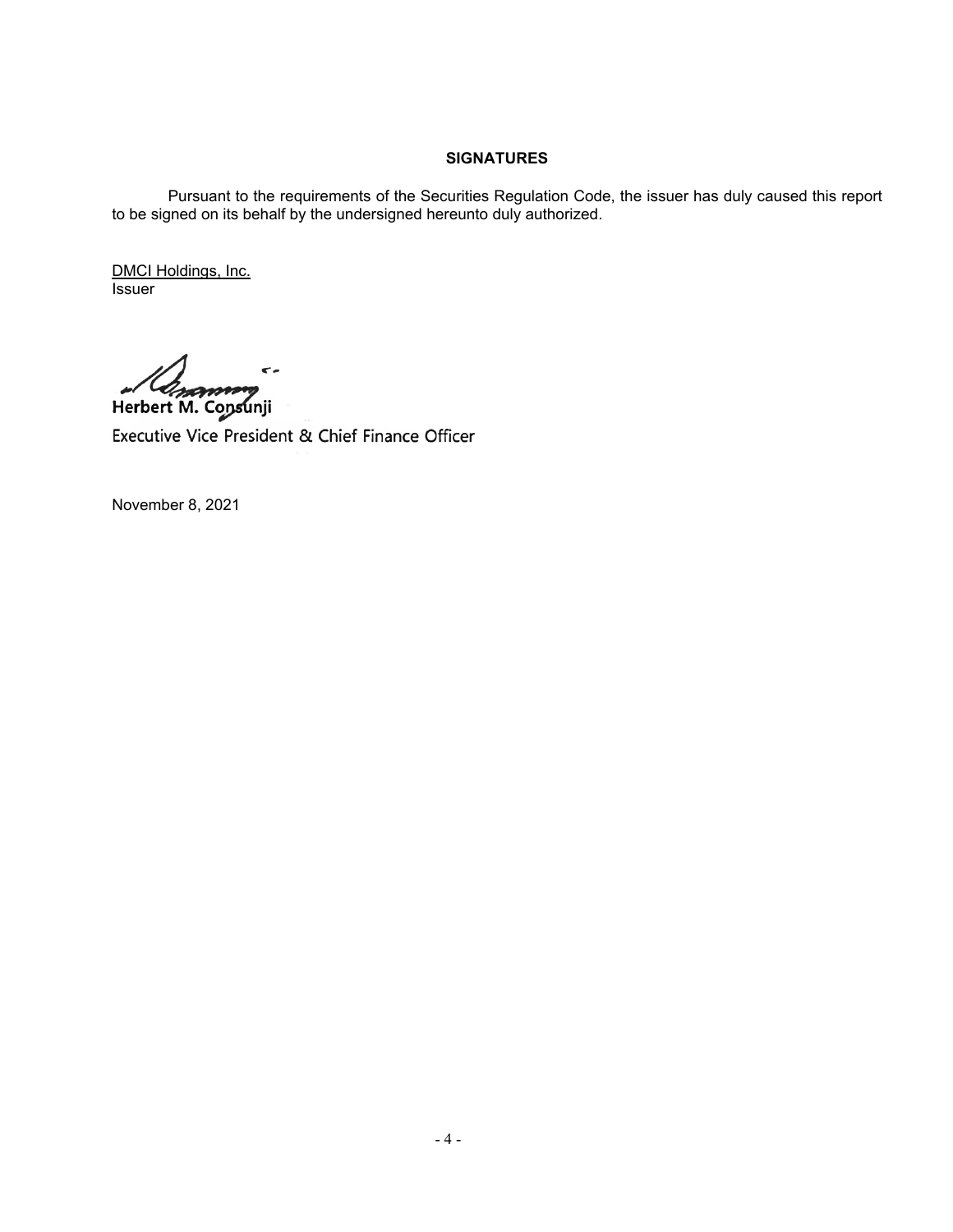**SIGNATURES**

Pursuant to the requirements of the Securities Regulation Code, the issuer has duly caused this report to be signed on its behalf by the undersigned hereunto duly authorized.

DMCI Holdings, Inc.
Issuer

**Herbert M. Consunji**
Executive Vice President & Chief Finance Officer

November 8, 2021